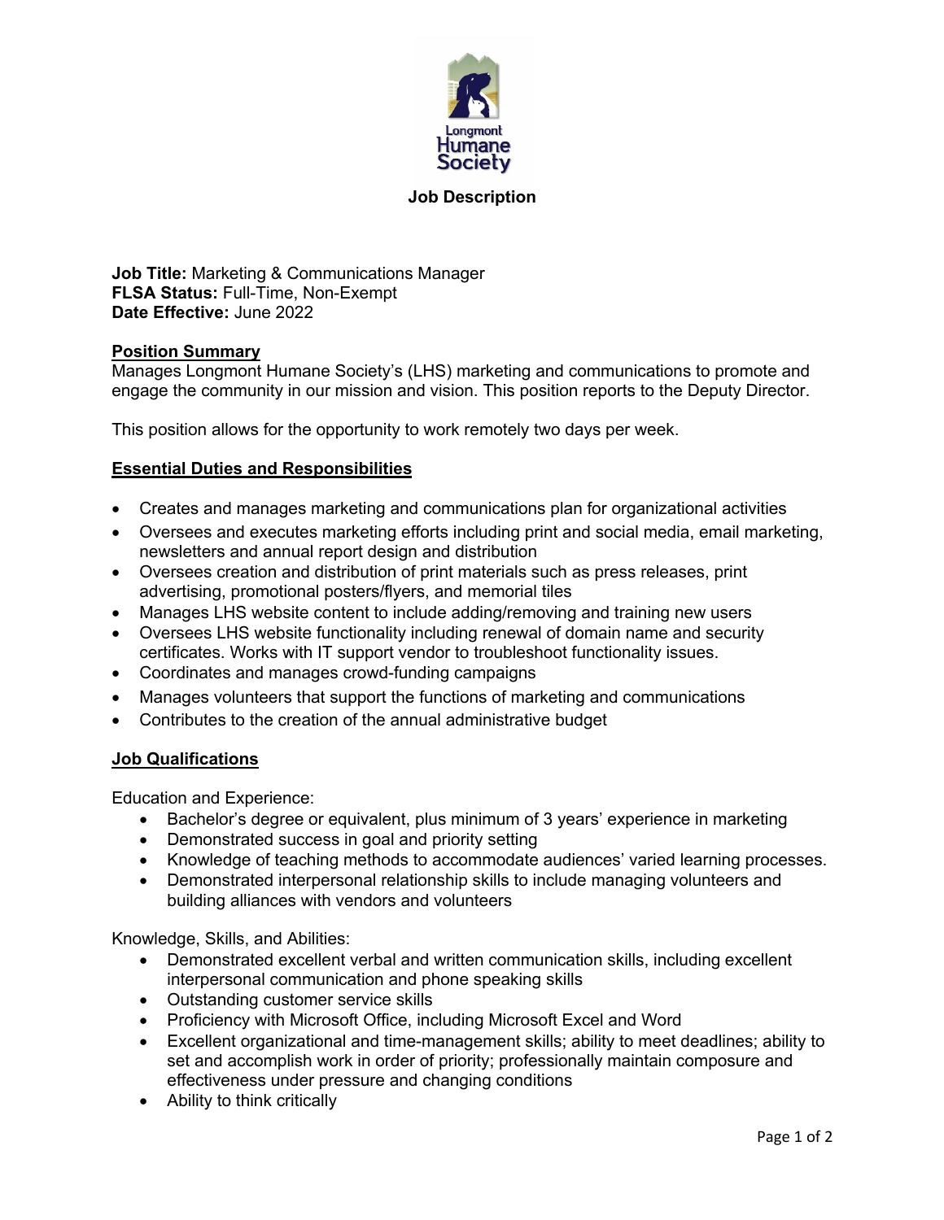Longmont Humane Society

# Job Description

**Job Title:** Marketing & Communications Manager
**FLSA Status:** Full-Time, Non-Exempt
**Date Effective:** June 2022

## Position Summary

Manages Longmont Humane Society's (LHS) marketing and communications to promote and engage the community in our mission and vision. This position reports to the Deputy Director.

This position allows for the opportunity to work remotely two days per week.

## Essential Duties and Responsibilities

- Creates and manages marketing and communications plan for organizational activities
- Oversees and executes marketing efforts including print and social media, email marketing, newsletters and annual report design and distribution
- Oversees creation and distribution of print materials such as press releases, print advertising, promotional posters/flyers, and memorial tiles
- Manages LHS website content to include adding/removing and training new users
- Oversees LHS website functionality including renewal of domain name and security certificates. Works with IT support vendor to troubleshoot functionality issues.
- Coordinates and manages crowd-funding campaigns
- Manages volunteers that support the functions of marketing and communications
- Contributes to the creation of the annual administrative budget

## Job Qualifications

Education and Experience:

- Bachelor's degree or equivalent, plus minimum of 3 years' experience in marketing
- Demonstrated success in goal and priority setting
- Knowledge of teaching methods to accommodate audiences' varied learning processes.
- Demonstrated interpersonal relationship skills to include managing volunteers and building alliances with vendors and volunteers

Knowledge, Skills, and Abilities:

- Demonstrated excellent verbal and written communication skills, including excellent interpersonal communication and phone speaking skills
- Outstanding customer service skills
- Proficiency with Microsoft Office, including Microsoft Excel and Word
- Excellent organizational and time-management skills; ability to meet deadlines; ability to set and accomplish work in order of priority; professionally maintain composure and effectiveness under pressure and changing conditions
- Ability to think critically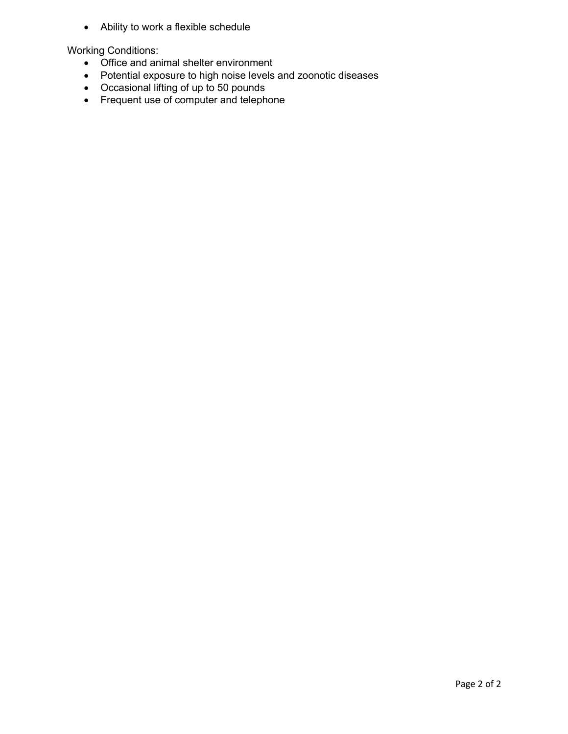- Ability to work a flexible schedule

Working Conditions:

- Office and animal shelter environment
- Potential exposure to high noise levels and zoonotic diseases
- Occasional lifting of up to 50 pounds
- Frequent use of computer and telephone